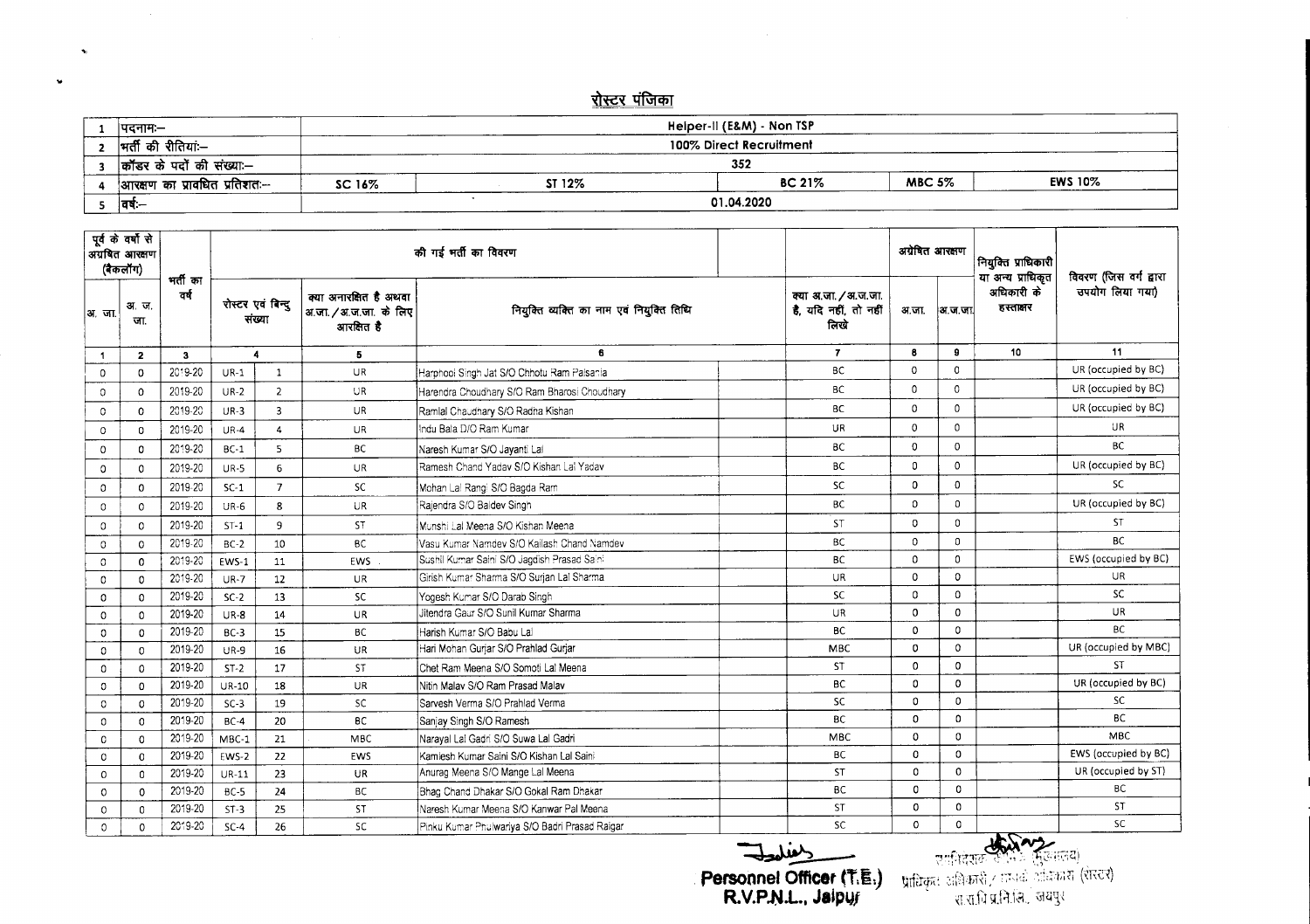## रोस्टर पंजिका

| | | | | | | |
|---|---|---|---|---|---|---|
| 1 | पदनामः– | Helper-II (E&M) - Non TSP | | | | |
| 2 | भर्ती की रीतियां:– | 100% Direct Recruitment | | | | |
| 3 | कॉडर के पदों की संख्या:– | 352 | | | | |
| 4 | आरक्षण का प्रावधित प्रतिशतः– | SC 16% | ST 12% | BC 21% | MBC 5% | EWS 10% |
| 5 | वर्षः– | 01.04.2020 | | | | |

| पूर्व के वर्षों से अग्रेषित आरक्षण (बैकलॉग) | | भर्ती का वर्ष | की गई भर्ती का विवरण | | | | | अग्रेषित आरक्षण | | नियुक्ति प्राधिकारी या अन्य प्राधिकृत अधिकारी के हस्ताक्षर | विवरण (जिस वर्ग द्वारा उपयोग लिया गया) |
|---|---|---|---|---|---|---|---|---|---|---|---|
| अ. जा. | अ. ज. जा. | | रोस्टर एवं बिन्दु संख्या | | क्या अनारक्षित है अथवा अ.जा./अ.ज.जा. के लिए आरक्षित है | नियुक्त व्यक्ति का नाम एवं नियुक्ति तिथि | क्या अ.जा./अ.ज.जा. है, यदि नहीं, तो नहीं लिखे | अ.जा. | अ.ज.जा. | | |
| 1 | 2 | 3 | 4 | | 5 | 6 | 7 | 8 | 9 | 10 | 11 |
| 0 | 0 | 2019-20 | UR-1 | 1 | UR | Harphool Singh Jat S/O Chhotu Ram Palsania | BC | 0 | 0 | | UR (occupied by BC) |
| 0 | 0 | 2019-20 | UR-2 | 2 | UR | Harendra Choudhary S/O Ram Bharosi Choudhary | BC | 0 | 0 | | UR (occupied by BC) |
| 0 | 0 | 2019-20 | UR-3 | 3 | UR | Ramlal Chaudhary S/O Radha Kishan | BC | 0 | 0 | | UR (occupied by BC) |
| 0 | 0 | 2019-20 | UR-4 | 4 | UR | Indu Bala D/O Ram Kumar | UR | 0 | 0 | | UR |
| 0 | 0 | 2019-20 | BC-1 | 5 | BC | Naresh Kumar S/O Jayanti Lal | BC | 0 | 0 | | BC |
| 0 | 0 | 2019-20 | UR-5 | 6 | UR | Ramesh Chand Yadav S/O Kishan Lal Yadav | BC | 0 | 0 | | UR (occupied by BC) |
| 0 | 0 | 2019-20 | SC-1 | 7 | SC | Mohan Lal Rangi S/O Bagda Ram | SC | 0 | 0 | | SC |
| 0 | 0 | 2019-20 | UR-6 | 8 | UR | Rajendra S/O Baldev Singh | BC | 0 | 0 | | UR (occupied by BC) |
| 0 | 0 | 2019-20 | ST-1 | 9 | ST | Munshi Lal Meena S/O Kishan Meena | ST | 0 | 0 | | ST |
| 0 | 0 | 2019-20 | BC-2 | 10 | BC | Vasu Kumar Namdev S/O Kailash Chand Namdev | BC | 0 | 0 | | BC |
| 0 | 0 | 2019-20 | EWS-1 | 11 | EWS | Sushil Kumar Saini S/O Jagdish Prasad Saini | BC | 0 | 0 | | EWS (occupied by BC) |
| 0 | 0 | 2019-20 | UR-7 | 12 | UR | Girish Kumar Sharma S/O Surjan Lal Sharma | UR | 0 | 0 | | UR |
| 0 | 0 | 2019-20 | SC-2 | 13 | SC | Yogesh Kumar S/O Darab Singh | SC | 0 | 0 | | SC |
| 0 | 0 | 2019-20 | UR-8 | 14 | UR | Jitendra Gaur S/O Sunil Kumar Sharma | UR | 0 | 0 | | UR |
| 0 | 0 | 2019-20 | BC-3 | 15 | BC | Harish Kumar S/O Babu Lal | BC | 0 | 0 | | BC |
| 0 | 0 | 2019-20 | UR-9 | 16 | UR | Hari Mohan Gurjar S/O Prahlad Gurjar | MBC | 0 | 0 | | UR (occupied by MBC) |
| 0 | 0 | 2019-20 | ST-2 | 17 | ST | Chet Ram Meena S/O Somoti Lal Meena | ST | 0 | 0 | | ST |
| 0 | 0 | 2019-20 | UR-10 | 18 | UR | Nitin Malav S/O Ram Prasad Malav | BC | 0 | 0 | | UR (occupied by BC) |
| 0 | 0 | 2019-20 | SC-3 | 19 | SC | Sarvesh Verma S/O Prahlad Verma | SC | 0 | 0 | | SC |
| 0 | 0 | 2019-20 | BC-4 | 20 | BC | Sanjay Singh S/O Ramesh | BC | 0 | 0 | | BC |
| 0 | 0 | 2019-20 | MBC-1 | 21 | MBC | Narayal Lal Gadri S/O Suwa Lal Gadri | MBC | 0 | 0 | | MBC |
| 0 | 0 | 2019-20 | EWS-2 | 22 | EWS | Kamlesh Kumar Saini S/O Kishan Lal Saini | BC | 0 | 0 | | EWS (occupied by BC) |
| 0 | 0 | 2019-20 | UR-11 | 23 | UR | Anurag Meena S/O Mange Lal Meena | ST | 0 | 0 | | UR (occupied by ST) |
| 0 | 0 | 2019-20 | BC-5 | 24 | BC | Bhag Chand Dhakar S/O Gokal Ram Dhakar | BC | 0 | 0 | | BC |
| 0 | 0 | 2019-20 | ST-3 | 25 | ST | Naresh Kumar Meena S/O Kanwar Pal Meena | ST | 0 | 0 | | ST |
| 0 | 0 | 2019-20 | SC-4 | 26 | SC | Pinku Kumar Phulwariya S/O Badri Prasad Raigar | SC | 0 | 0 | | SC |

**Personnel Officer (T.E.)**
**R.V.P.N.L., Jaipur**

प्राधिकृत अधिकारी / सम्पर्क अधिकारी (रोस्टर)
रा.रा.वि.प्र.नि.लि., जयपुर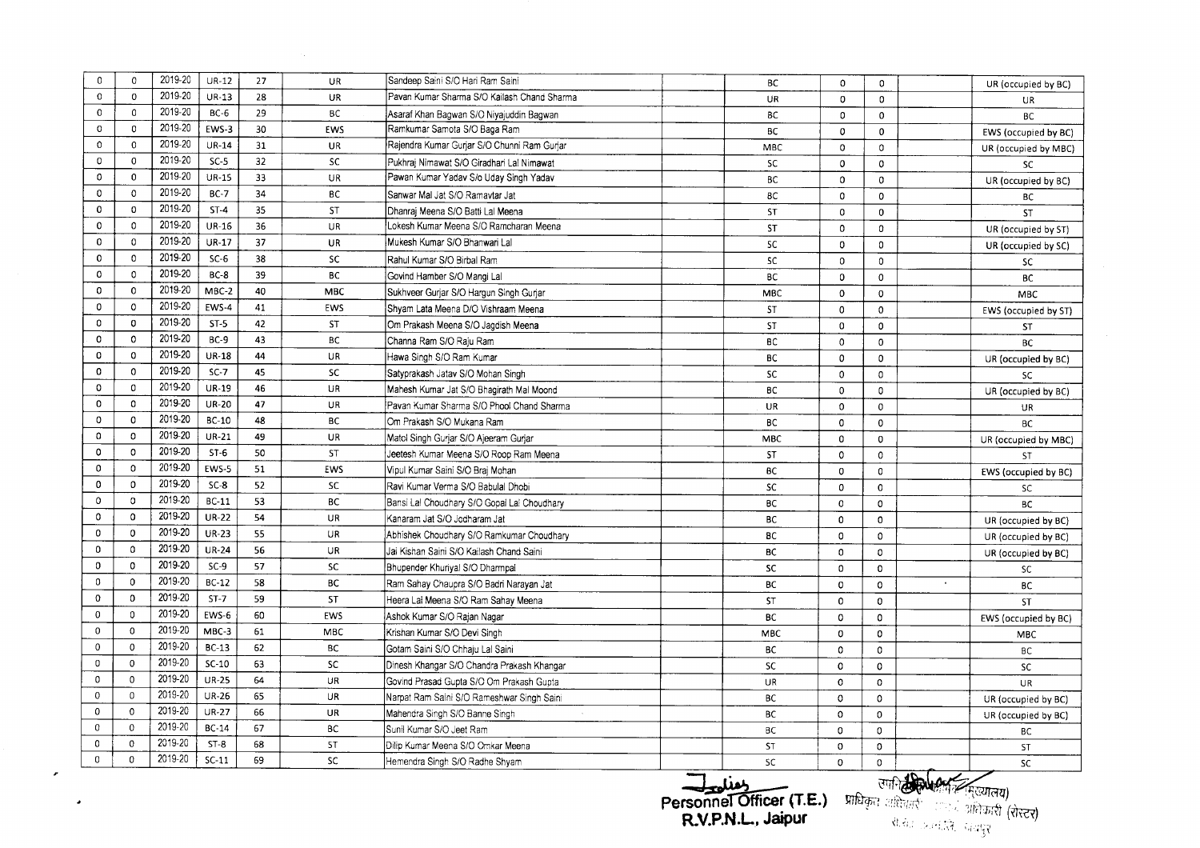| | | | | | | | | | | | | |
|---|---|---|---|---|---|---|---|---|---|---|---|---|
| 0 | 0 | 2019-20 | UR-12 | 27 | UR | Sandeep Saini S/O Hari Ram Saini | | BC | 0 | 0 | | UR (occupied by BC) |
| 0 | 0 | 2019-20 | UR-13 | 28 | UR | Pavan Kumar Sharma S/O Kailash Chand Sharma | | UR | 0 | 0 | | UR |
| 0 | 0 | 2019-20 | BC-6 | 29 | BC | Asaraf Khan Bagwan S/O Niyajuddin Bagwan | | BC | 0 | 0 | | BC |
| 0 | 0 | 2019-20 | EWS-3 | 30 | EWS | Ramkumar Samota S/O Baga Ram | | BC | 0 | 0 | | EWS (occupied by BC) |
| 0 | 0 | 2019-20 | UR-14 | 31 | UR | Rajendra Kumar Gurjar S/O Chunni Ram Gurjar | | MBC | 0 | 0 | | UR (occupied by MBC) |
| 0 | 0 | 2019-20 | SC-5 | 32 | SC | Pukhraj Nimawat S/O Giradhari Lal Nimawat | | SC | 0 | 0 | | SC |
| 0 | 0 | 2019-20 | UR-15 | 33 | UR | Pawan Kumar Yadav S/o Uday Singh Yadav | | BC | 0 | 0 | | UR (occupied by BC) |
| 0 | 0 | 2019-20 | BC-7 | 34 | BC | Sanwar Mal Jat S/O Ramavtar Jat | | BC | 0 | 0 | | BC |
| 0 | 0 | 2019-20 | ST-4 | 35 | ST | Dhanraj Meena S/O Batti Lal Meena | | ST | 0 | 0 | | ST |
| 0 | 0 | 2019-20 | UR-16 | 36 | UR | Lokesh Kumar Meena S/O Ramcharan Meena | | ST | 0 | 0 | | UR (occupied by ST) |
| 0 | 0 | 2019-20 | UR-17 | 37 | UR | Mukesh Kumar S/O Bhanwari Lal | | SC | 0 | 0 | | UR (occupied by SC) |
| 0 | 0 | 2019-20 | SC-6 | 38 | SC | Rahul Kumar S/O Birbal Ram | | SC | 0 | 0 | | SC |
| 0 | 0 | 2019-20 | BC-8 | 39 | BC | Govind Hamber S/O Mangi Lal | | BC | 0 | 0 | | BC |
| 0 | 0 | 2019-20 | MBC-2 | 40 | MBC | Sukhveer Gurjar S/O Hargun Singh Gurjar | | MBC | 0 | 0 | | MBC |
| 0 | 0 | 2019-20 | EWS-4 | 41 | EWS | Shyam Lata Meena D/O Vishraam Meena | | ST | 0 | 0 | | EWS (occupied by ST) |
| 0 | 0 | 2019-20 | ST-5 | 42 | ST | Om Prakash Meena S/O Jagdish Meena | | ST | 0 | 0 | | ST |
| 0 | 0 | 2019-20 | BC-9 | 43 | BC | Channa Ram S/O Raju Ram | | BC | 0 | 0 | | BC |
| 0 | 0 | 2019-20 | UR-18 | 44 | UR | Hawa Singh S/O Ram Kumar | | BC | 0 | 0 | | UR (occupied by BC) |
| 0 | 0 | 2019-20 | SC-7 | 45 | SC | Satyprakash Jatav S/O Mohan Singh | | SC | 0 | 0 | | SC |
| 0 | 0 | 2019-20 | UR-19 | 46 | UR | Mahesh Kumar Jat S/O Bhagirath Mal Moond | | BC | 0 | 0 | | UR (occupied by BC) |
| 0 | 0 | 2019-20 | UR-20 | 47 | UR | Pavan Kumar Sharma S/O Phool Chand Sharma | | UR | 0 | 0 | | UR |
| 0 | 0 | 2019-20 | BC-10 | 48 | BC | Om Prakash S/O Mukana Ram | | BC | 0 | 0 | | BC |
| 0 | 0 | 2019-20 | UR-21 | 49 | UR | Matol Singh Gurjar S/O Ajeeram Gurjar | | MBC | 0 | 0 | | UR (occupied by MBC) |
| 0 | 0 | 2019-20 | ST-6 | 50 | ST | Jeetesh Kumar Meena S/O Roop Ram Meena | | ST | 0 | 0 | | ST |
| 0 | 0 | 2019-20 | EWS-5 | 51 | EWS | Vipul Kumar Saini S/O Braj Mohan | | BC | 0 | 0 | | EWS (occupied by BC) |
| 0 | 0 | 2019-20 | SC-8 | 52 | SC | Ravi Kumar Verma S/O Babulal Dhobi | | SC | 0 | 0 | | SC |
| 0 | 0 | 2019-20 | BC-11 | 53 | BC | Bansi Lal Choudhary S/O Gopal Lal Choudhary | | BC | 0 | 0 | | BC |
| 0 | 0 | 2019-20 | UR-22 | 54 | UR | Kanaram Jat S/O Jodharam Jat | | BC | 0 | 0 | | UR (occupied by BC) |
| 0 | 0 | 2019-20 | UR-23 | 55 | UR | Abhishek Choudhary S/O Ramkumar Choudhary | | BC | 0 | 0 | | UR (occupied by BC) |
| 0 | 0 | 2019-20 | UR-24 | 56 | UR | Jai Kishan Saini S/O Kailash Chand Saini | | BC | 0 | 0 | | UR (occupied by BC) |
| 0 | 0 | 2019-20 | SC-9 | 57 | SC | Bhupender Khuriyal S/O Dharmpal | | SC | 0 | 0 | | SC |
| 0 | 0 | 2019-20 | BC-12 | 58 | BC | Ram Sahay Chaupra S/O Badri Narayan Jat | | BC | 0 | 0 | | BC |
| 0 | 0 | 2019-20 | ST-7 | 59 | ST | Heera Lal Meena S/O Ram Sahay Meena | | ST | 0 | 0 | | ST |
| 0 | 0 | 2019-20 | EWS-6 | 60 | EWS | Ashok Kumar S/O Rajan Nagar | | BC | 0 | 0 | | EWS (occupied by BC) |
| 0 | 0 | 2019-20 | MBC-3 | 61 | MBC | Krishan Kumar S/O Devi Singh | | MBC | 0 | 0 | | MBC |
| 0 | 0 | 2019-20 | BC-13 | 62 | BC | Gotam Saini S/O Chhaju Lal Saini | | BC | 0 | 0 | | BC |
| 0 | 0 | 2019-20 | SC-10 | 63 | SC | Dinesh Khangar S/O Chandra Prakash Khangar | | SC | 0 | 0 | | SC |
| 0 | 0 | 2019-20 | UR-25 | 64 | UR | Govind Prasad Gupta S/O Om Prakash Gupta | | UR | 0 | 0 | | UR |
| 0 | 0 | 2019-20 | UR-26 | 65 | UR | Narpat Ram Saini S/O Rameshwar Singh Saini | | BC | 0 | 0 | | UR (occupied by BC) |
| 0 | 0 | 2019-20 | UR-27 | 66 | UR | Mahendra Singh S/O Banne Singh | | BC | 0 | 0 | | UR (occupied by BC) |
| 0 | 0 | 2019-20 | BC-14 | 67 | BC | Sunil Kumar S/O Jeet Ram | | BC | 0 | 0 | | BC |
| 0 | 0 | 2019-20 | ST-8 | 68 | ST | Dilip Kumar Meena S/O Omkar Meena | | ST | 0 | 0 | | ST |
| 0 | 0 | 2019-20 | SC-11 | 69 | SC | Hemendra Singh S/O Radhe Shyam | | SC | 0 | 0 | | SC |

**Personnel Officer (T.E.)**
**R.V.P.N.L., Jaipur**

प्राधिकृत अधिकारी (रोस्टर)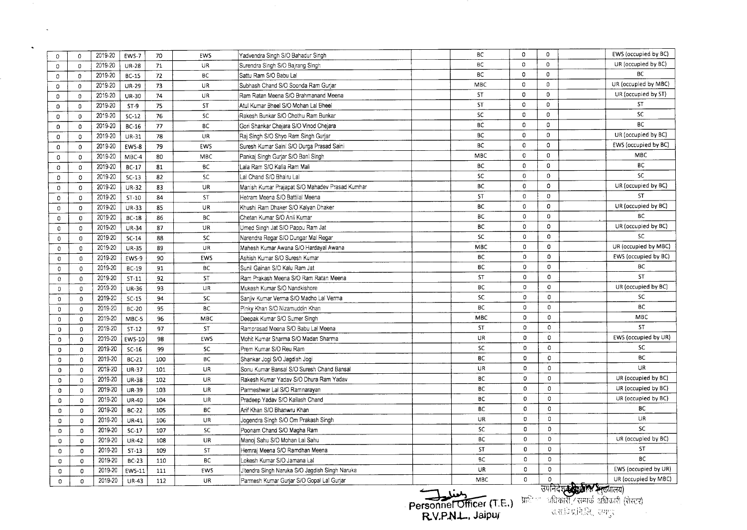| | | | | | | | | | | | | |
|---|---|---|---|---|---|---|---|---|---|---|---|---|
| 0 | 0 | 2019-20 | EWS-7 | 70 | EWS | Yadvendra Singh S/O Bahadur Singh | | BC | 0 | 0 | | EWS (occupied by BC) |
| 0 | 0 | 2019-20 | UR-28 | 71 | UR | Surendra Singh S/O Bajrang Singh | | BC | 0 | 0 | | UR (occupied by BC) |
| 0 | 0 | 2019-20 | BC-15 | 72 | BC | Sattu Ram S/O Babu Lal | | BC | 0 | 0 | | BC |
| 0 | 0 | 2019-20 | UR-29 | 73 | UR | Subhash Chand S/O Soonda Ram Gurjar | | MBC | 0 | 0 | | UR (occupied by MBC) |
| 0 | 0 | 2019-20 | UR-30 | 74 | UR | Ram Ratan Meena S/O Brahmanand Meena | | ST | 0 | 0 | | UR (occupied by ST) |
| 0 | 0 | 2019-20 | ST-9 | 75 | ST | Atul Kumar Bheel S/O Mohan Lal Bheel | | ST | 0 | 0 | | ST |
| 0 | 0 | 2019-20 | SC-12 | 76 | SC | Rakesh Bunkar S/O Chothu Ram Bunkar | | SC | 0 | 0 | | SC |
| 0 | 0 | 2019-20 | BC-16 | 77 | BC | Gori Shankar Chejara S/O Vinod Chejara | | BC | 0 | 0 | | BC |
| 0 | 0 | 2019-20 | UR-31 | 78 | UR | Raj Singh S/O Shyo Ram Singh Gurjar | | BC | 0 | 0 | | UR (occupied by BC) |
| 0 | 0 | 2019-20 | EWS-8 | 79 | EWS | Suresh Kumar Saini S/O Durga Prasad Saini | | BC | 0 | 0 | | EWS (occupied by BC) |
| 0 | 0 | 2019-20 | MBC-4 | 80 | MBC | Pankaj Singh Gurjar S/O Bani Singh | | MBC | 0 | 0 | | MBC |
| 0 | 0 | 2019-20 | BC-17 | 81 | BC | Lala Ram S/O Kalla Ram Mali | | BC | 0 | 0 | | BC |
| 0 | 0 | 2019-20 | SC-13 | 82 | SC | Lal Chand S/O Bhairu Lal | | SC | 0 | 0 | | SC |
| 0 | 0 | 2019-20 | UR-32 | 83 | UR | Manish Kumar Prajapat S/O Mahadev Prasad Kumhar | | BC | 0 | 0 | | UR (occupied by BC) |
| 0 | 0 | 2019-20 | ST-10 | 84 | ST | Hetram Meena S/O Battilal Meena | | ST | 0 | 0 | | ST |
| 0 | 0 | 2019-20 | UR-33 | 85 | UR | Khushi Ram Dhaker S/O Kalyan Dhaker | | BC | 0 | 0 | | UR (occupied by BC) |
| 0 | 0 | 2019-20 | BC-18 | 86 | BC | Chetan Kumar S/O Anil Kumar | | BC | 0 | 0 | | BC |
| 0 | 0 | 2019-20 | UR-34 | 87 | UR | Umed Singh Jat S/O Pappu Ram Jat | | BC | 0 | 0 | | UR (occupied by BC) |
| 0 | 0 | 2019-20 | SC-14 | 88 | SC | Narendra Regar S/O Dungar Mal Regar | | SC | 0 | 0 | | SC |
| 0 | 0 | 2019-20 | UR-35 | 89 | UR | Mahesh Kumar Awana S/O Hardayal Awana | | MBC | 0 | 0 | | UR (occupied by MBC) |
| 0 | 0 | 2019-20 | EWS-9 | 90 | EWS | Ashish Kumar S/O Suresh Kumar | | BC | 0 | 0 | | EWS (occupied by BC) |
| 0 | 0 | 2019-20 | BC-19 | 91 | BC | Sunil Gainan S/O Kalu Ram Jat | | BC | 0 | 0 | | BC |
| 0 | 0 | 2019-20 | ST-11 | 92 | ST | Ram Prakash Meena S/O Ram Ratan Meena | | ST | 0 | 0 | | ST |
| 0 | 0 | 2019-20 | UR-36 | 93 | UR | Mukesh Kumar S/O Nandkishore | | BC | 0 | 0 | | UR (occupied by BC) |
| 0 | 0 | 2019-20 | SC-15 | 94 | SC | Sanjiv Kumar Verma S/O Madho Lal Verma | | SC | 0 | 0 | | SC |
| 0 | 0 | 2019-20 | BC-20 | 95 | BC | Pinky Khan S/O Nizamuddin Khan | | BC | 0 | 0 | | BC |
| 0 | 0 | 2019-20 | MBC-5 | 96 | MBC | Deepak Kumar S/O Sumer Singh | | MBC | 0 | 0 | | MBC |
| 0 | 0 | 2019-20 | ST-12 | 97 | ST | Ramprasad Meena S/O Babu Lal Meena | | ST | 0 | 0 | | ST |
| 0 | 0 | 2019-20 | EWS-10 | 98 | EWS | Mohit Kumar Sharma S/O Madan Sharma | | UR | 0 | 0 | | EWS (occupied by UR) |
| 0 | 0 | 2019-20 | SC-16 | 99 | SC | Prem Kumar S/O Reu Ram | | SC | 0 | 0 | | SC |
| 0 | 0 | 2019-20 | BC-21 | 100 | BC | Shankar Jogi S/O Jagdish Jogi | | BC | 0 | 0 | | BC |
| 0 | 0 | 2019-20 | UR-37 | 101 | UR | Sonu Kumar Bansal S/O Suresh Chand Bansal | | UR | 0 | 0 | | UR |
| 0 | 0 | 2019-20 | UR-38 | 102 | UR | Rakesh Kumar Yadav S/O Dhura Ram Yadav | | BC | 0 | 0 | | UR (occupied by BC) |
| 0 | 0 | 2019-20 | UR-39 | 103 | UR | Parmeshwar Lal S/O Ramnarayan | | BC | 0 | 0 | | UR (occupied by BC) |
| 0 | 0 | 2019-20 | UR-40 | 104 | UR | Pradeep Yadav S/O Kailash Chand | | BC | 0 | 0 | | UR (occupied by BC) |
| 0 | 0 | 2019-20 | BC-22 | 105 | BC | Arif Khan S/O Bhanwru Khan | | BC | 0 | 0 | | BC |
| 0 | 0 | 2019-20 | UR-41 | 106 | UR | Jogendra Singh S/O Om Prakash Singh | | UR | 0 | 0 | | UR |
| 0 | 0 | 2019-20 | SC-17 | 107 | SC | Poonam Chand S/O Magha Ram | | SC | 0 | 0 | | SC |
| 0 | 0 | 2019-20 | UR-42 | 108 | UR | Manoj Sahu S/O Mohan Lal Sahu | | BC | 0 | 0 | | UR (occupied by BC) |
| 0 | 0 | 2019-20 | ST-13 | 109 | ST | Hemraj Meena S/O Ramdhan Meena | | ST | 0 | 0 | | ST |
| 0 | 0 | 2019-20 | BC-23 | 110 | BC | Lokesh Kumar S/O Jamana Lal | | BC | 0 | 0 | | BC |
| 0 | 0 | 2019-20 | EWS-11 | 111 | EWS | Jitendra Singh Naruka S/O Jagdish Singh Naruka | | UR | 0 | 0 | | EWS (occupied by UR) |
| 0 | 0 | 2019-20 | UR-43 | 112 | UR | Parmesh Kumar Gurjar S/O Gopal Lal Gurjar | | MBC | 0 | 0 | | UR (occupied by MBC) |

Personnel Officer (T.E.)
R.V.P.N.L., Jaipur

उपनिदेशक (कार्मिक मुख्यालय)
प्राधिकृत अधिकारी / सम्पर्क अधिकारी (रोस्टर)
रा.रा.वि.प्र.नि.लि., जयपुर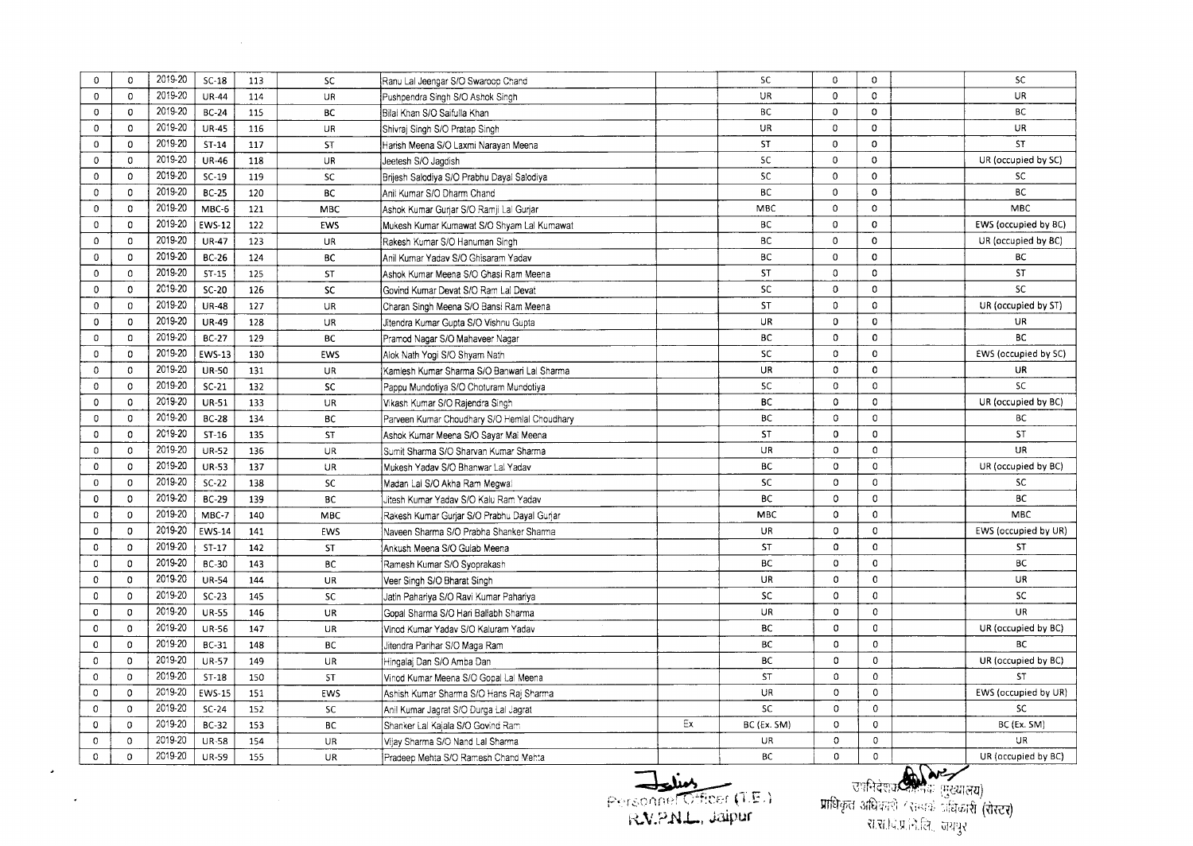| | | | | | | | | | | | | |
|---|---|---|---|---|---|---|---|---|---|---|---|---|
| 0 | 0 | 2019-20 | SC-18 | 113 | SC | Ranu Lal Jeengar S/O Swaroop Chand | | SC | 0 | 0 | | SC |
| 0 | 0 | 2019-20 | UR-44 | 114 | UR | Pushpendra Singh S/O Ashok Singh | | UR | 0 | 0 | | UR |
| 0 | 0 | 2019-20 | BC-24 | 115 | BC | Bilal Khan S/O Saifulla Khan | | BC | 0 | 0 | | BC |
| 0 | 0 | 2019-20 | UR-45 | 116 | UR | Shivraj Singh S/O Pratap Singh | | UR | 0 | 0 | | UR |
| 0 | 0 | 2019-20 | ST-14 | 117 | ST | Harish Meena S/O Laxmi Narayan Meena | | ST | 0 | 0 | | ST |
| 0 | 0 | 2019-20 | UR-46 | 118 | UR | Jeetesh S/O Jagdish | | SC | 0 | 0 | | UR (occupied by SC) |
| 0 | 0 | 2019-20 | SC-19 | 119 | SC | Brijesh Salodiya S/O Prabhu Dayal Salodiya | | SC | 0 | 0 | | SC |
| 0 | 0 | 2019-20 | BC-25 | 120 | BC | Anil Kumar S/O Dharm Chand | | BC | 0 | 0 | | BC |
| 0 | 0 | 2019-20 | MBC-6 | 121 | MBC | Ashok Kumar Gurjar S/O Ramji Lal Gurjar | | MBC | 0 | 0 | | MBC |
| 0 | 0 | 2019-20 | EWS-12 | 122 | EWS | Mukesh Kumar Kumawat S/O Shyam Lal Kumawat | | BC | 0 | 0 | | EWS (occupied by BC) |
| 0 | 0 | 2019-20 | UR-47 | 123 | UR | Rakesh Kumar S/O Hanuman Singh | | BC | 0 | 0 | | UR (occupied by BC) |
| 0 | 0 | 2019-20 | BC-26 | 124 | BC | Anil Kumar Yadav S/O Ghisaram Yadav | | BC | 0 | 0 | | BC |
| 0 | 0 | 2019-20 | ST-15 | 125 | ST | Ashok Kumar Meena S/O Ghasi Ram Meena | | ST | 0 | 0 | | ST |
| 0 | 0 | 2019-20 | SC-20 | 126 | SC | Govind Kumar Devat S/O Ram Lal Devat | | SC | 0 | 0 | | SC |
| 0 | 0 | 2019-20 | UR-48 | 127 | UR | Charan Singh Meena S/O Bansi Ram Meena | | ST | 0 | 0 | | UR (occupied by ST) |
| 0 | 0 | 2019-20 | UR-49 | 128 | UR | Jitendra Kumar Gupta S/O Vishnu Gupta | | UR | 0 | 0 | | UR |
| 0 | 0 | 2019-20 | BC-27 | 129 | BC | Pramod Nagar S/O Mahaveer Nagar | | BC | 0 | 0 | | BC |
| 0 | 0 | 2019-20 | EWS-13 | 130 | EWS | Alok Nath Yogi S/O Shyam Nath | | SC | 0 | 0 | | EWS (occupied by SC) |
| 0 | 0 | 2019-20 | UR-50 | 131 | UR | Kamlesh Kumar Sharma S/O Banwari Lal Sharma | | UR | 0 | 0 | | UR |
| 0 | 0 | 2019-20 | SC-21 | 132 | SC | Pappu Mundotiya S/O Choturam Mundotiya | | SC | 0 | 0 | | SC |
| 0 | 0 | 2019-20 | UR-51 | 133 | UR | Vikash Kumar S/O Rajendra Singh | | BC | 0 | 0 | | UR (occupied by BC) |
| 0 | 0 | 2019-20 | BC-28 | 134 | BC | Parveen Kumar Choudhary S/O Hemlal Choudhary | | BC | 0 | 0 | | BC |
| 0 | 0 | 2019-20 | ST-16 | 135 | ST | Ashok Kumar Meena S/O Sayar Mal Meena | | ST | 0 | 0 | | ST |
| 0 | 0 | 2019-20 | UR-52 | 136 | UR | Sumit Sharma S/O Sharvan Kumar Sharma | | UR | 0 | 0 | | UR |
| 0 | 0 | 2019-20 | UR-53 | 137 | UR | Mukesh Yadav S/O Bhanwar Lal Yadav | | BC | 0 | 0 | | UR (occupied by BC) |
| 0 | 0 | 2019-20 | SC-22 | 138 | SC | Madan Lal S/O Akha Ram Megwal | | SC | 0 | 0 | | SC |
| 0 | 0 | 2019-20 | BC-29 | 139 | BC | Jitesh Kumar Yadav S/O Kalu Ram Yadav | | BC | 0 | 0 | | BC |
| 0 | 0 | 2019-20 | MBC-7 | 140 | MBC | Rakesh Kumar Gurjar S/O Prabhu Dayal Gurjar | | MBC | 0 | 0 | | MBC |
| 0 | 0 | 2019-20 | EWS-14 | 141 | EWS | Naveen Sharma S/O Prabha Shanker Sharma | | UR | 0 | 0 | | EWS (occupied by UR) |
| 0 | 0 | 2019-20 | ST-17 | 142 | ST | Ankush Meena S/O Gulab Meena | | ST | 0 | 0 | | ST |
| 0 | 0 | 2019-20 | BC-30 | 143 | BC | Ramesh Kumar S/O Syoprakash | | BC | 0 | 0 | | BC |
| 0 | 0 | 2019-20 | UR-54 | 144 | UR | Veer Singh S/O Bharat Singh | | UR | 0 | 0 | | UR |
| 0 | 0 | 2019-20 | SC-23 | 145 | SC | Jatin Pahariya S/O Ravi Kumar Pahariya | | SC | 0 | 0 | | SC |
| 0 | 0 | 2019-20 | UR-55 | 146 | UR | Gopal Sharma S/O Hari Ballabh Sharma | | UR | 0 | 0 | | UR |
| 0 | 0 | 2019-20 | UR-56 | 147 | UR | Vinod Kumar Yadav S/O Kaluram Yadav | | BC | 0 | 0 | | UR (occupied by BC) |
| 0 | 0 | 2019-20 | BC-31 | 148 | BC | Jitendra Parihar S/O Maga Ram | | BC | 0 | 0 | | BC |
| 0 | 0 | 2019-20 | UR-57 | 149 | UR | Hingalaj Dan S/O Amba Dan | | BC | 0 | 0 | | UR (occupied by BC) |
| 0 | 0 | 2019-20 | ST-18 | 150 | ST | Vinod Kumar Meena S/O Gopal Lal Meena | | ST | 0 | 0 | | ST |
| 0 | 0 | 2019-20 | EWS-15 | 151 | EWS | Ashish Kumar Sharma S/O Hans Raj Sharma | | UR | 0 | 0 | | EWS (occupied by UR) |
| 0 | 0 | 2019-20 | SC-24 | 152 | SC | Anil Kumar Jagrat S/O Durga Lal Jagrat | | SC | 0 | 0 | | SC |
| 0 | 0 | 2019-20 | BC-32 | 153 | BC | Shanker Lal Kajala S/O Govind Ram | Ex | BC (Ex. SM) | 0 | 0 | | BC (Ex. SM) |
| 0 | 0 | 2019-20 | UR-58 | 154 | UR | Vijay Sharma S/O Nand Lal Sharma | | UR | 0 | 0 | | UR |
| 0 | 0 | 2019-20 | UR-59 | 155 | UR | Pradeep Mehta S/O Ramesh Chand Mehta | | BC | 0 | 0 | | UR (occupied by BC) |

Personnel Officer (T.E.)
R.V.P.N.L., Jaipur

उपनिदेशक कार्मिक (मुख्यालय)
प्राधिकृत अधिकारी (रोस्टर)
रा.रा.वि.प्र.नि.लि. जयपुर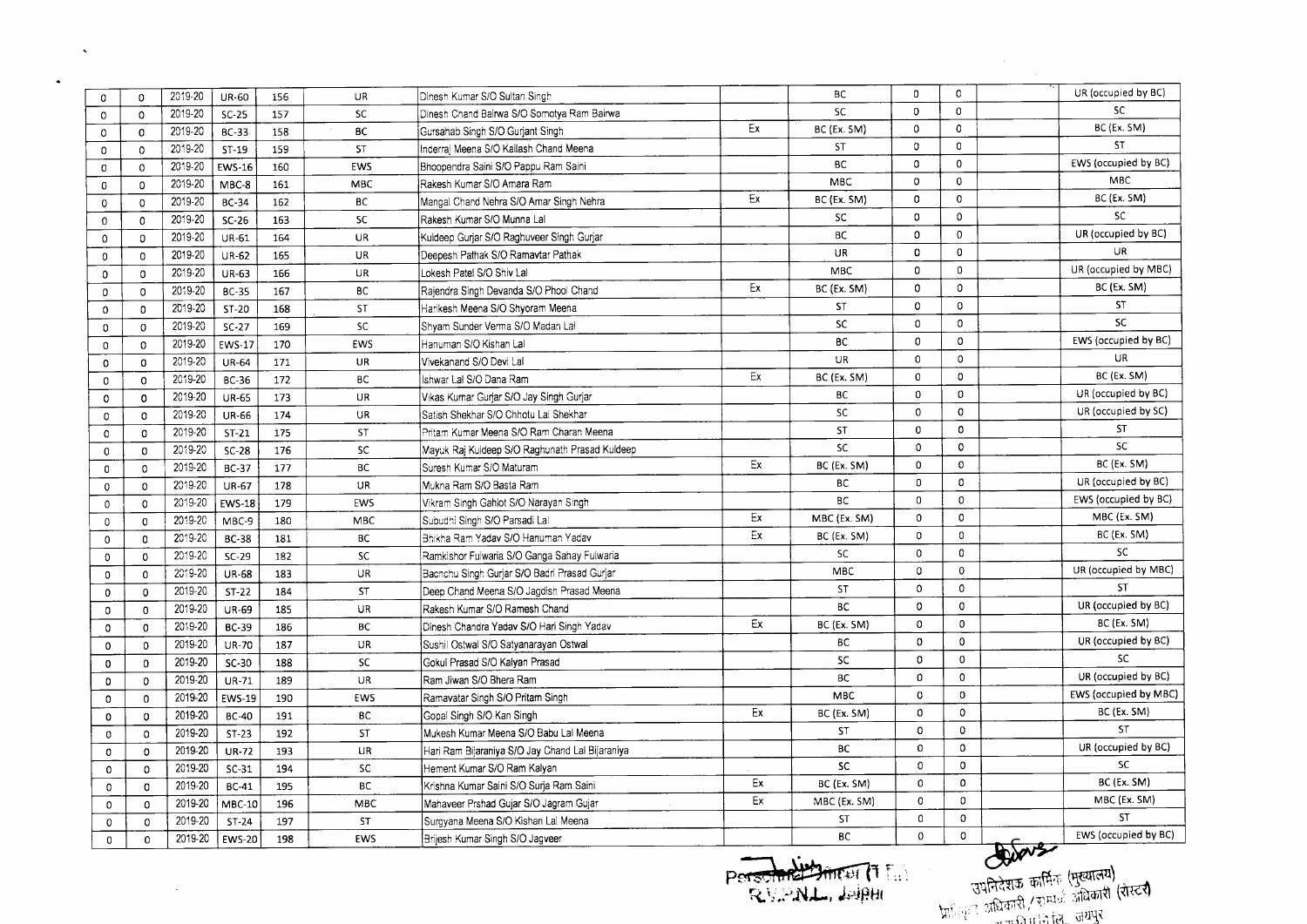| | | | | | | | | | | | | |
|---|---|---|---|---|---|---|---|---|---|---|---|---|
| 0 | 0 | 2019-20 | UR-60 | 156 | UR | Dinesh Kumar S/O Sultan Singh | | BC | 0 | 0 | | UR (occupied by BC) |
| 0 | 0 | 2019-20 | SC-25 | 157 | SC | Dinesh Chand Bairwa S/O Somotya Ram Bairwa | | SC | 0 | 0 | | SC |
| 0 | 0 | 2019-20 | BC-33 | 158 | BC | Gursahab Singh S/O Gurjant Singh | Ex | BC (Ex. SM) | 0 | 0 | | BC (Ex. SM) |
| 0 | 0 | 2019-20 | ST-19 | 159 | ST | Inderraj Meena S/O Kailash Chand Meena | | ST | 0 | 0 | | ST |
| 0 | 0 | 2019-20 | EWS-16 | 160 | EWS | Bhoopendra Saini S/O Pappu Ram Saini | | BC | 0 | 0 | | EWS (occupied by BC) |
| 0 | 0 | 2019-20 | MBC-8 | 161 | MBC | Rakesh Kumar S/O Amara Ram | | MBC | 0 | 0 | | MBC |
| 0 | 0 | 2019-20 | BC-34 | 162 | BC | Mangal Chand Nehra S/O Amar Singh Nehra | Ex | BC (Ex. SM) | 0 | 0 | | BC (Ex. SM) |
| 0 | 0 | 2019-20 | SC-26 | 163 | SC | Rakesh Kumar S/O Munna Lal | | SC | 0 | 0 | | SC |
| 0 | 0 | 2019-20 | UR-61 | 164 | UR | Kuldeep Gurjar S/O Raghuveer Singh Gurjar | | BC | 0 | 0 | | UR (occupied by BC) |
| 0 | 0 | 2019-20 | UR-62 | 165 | UR | Deepesh Pathak S/O Ramavtar Pathak | | UR | 0 | 0 | | UR |
| 0 | 0 | 2019-20 | UR-63 | 166 | UR | Lokesh Patel S/O Shiv Lal | | MBC | 0 | 0 | | UR (occupied by MBC) |
| 0 | 0 | 2019-20 | BC-35 | 167 | BC | Rajendra Singh Devanda S/O Phool Chand | Ex | BC (Ex. SM) | 0 | 0 | | BC (Ex. SM) |
| 0 | 0 | 2019-20 | ST-20 | 168 | ST | Harikesh Meena S/O Shyoram Meena | | ST | 0 | 0 | | ST |
| 0 | 0 | 2019-20 | SC-27 | 169 | SC | Shyam Sunder Verma S/O Madan Lal | | SC | 0 | 0 | | SC |
| 0 | 0 | 2019-20 | EWS-17 | 170 | EWS | Hanuman S/O Kishan Lal | | BC | 0 | 0 | | EWS (occupied by BC) |
| 0 | 0 | 2019-20 | UR-64 | 171 | UR | Vivekanand S/O Devi Lal | | UR | 0 | 0 | | UR |
| 0 | 0 | 2019-20 | BC-36 | 172 | BC | Ishwar Lal S/O Dana Ram | Ex | BC (Ex. SM) | 0 | 0 | | BC (Ex. SM) |
| 0 | 0 | 2019-20 | UR-65 | 173 | UR | Vikas Kumar Gurjar S/O Jay Singh Gurjar | | BC | 0 | 0 | | UR (occupied by BC) |
| 0 | 0 | 2019-20 | UR-66 | 174 | UR | Satish Shekhar S/O Chhotu Lal Shekhar | | SC | 0 | 0 | | UR (occupied by SC) |
| 0 | 0 | 2019-20 | ST-21 | 175 | ST | Pritam Kumar Meena S/O Ram Charan Meena | | ST | 0 | 0 | | ST |
| 0 | 0 | 2019-20 | SC-28 | 176 | SC | Mayuk Raj Kuldeep S/O Raghunath Prasad Kuldeep | | SC | 0 | 0 | | SC |
| 0 | 0 | 2019-20 | BC-37 | 177 | BC | Suresh Kumar S/O Maturam | Ex | BC (Ex. SM) | 0 | 0 | | BC (Ex. SM) |
| 0 | 0 | 2019-20 | UR-67 | 178 | UR | Mukna Ram S/O Basta Ram | | BC | 0 | 0 | | UR (occupied by BC) |
| 0 | 0 | 2019-20 | EWS-18 | 179 | EWS | Vikram Singh Gahlot S/O Narayan Singh | | BC | 0 | 0 | | EWS (occupied by BC) |
| 0 | 0 | 2019-20 | MBC-9 | 180 | MBC | Subudhi Singh S/O Parsadi Lal | Ex | MBC (Ex. SM) | 0 | 0 | | MBC (Ex. SM) |
| 0 | 0 | 2019-20 | BC-38 | 181 | BC | Bhikha Ram Yadav S/O Hanuman Yadav | Ex | BC (Ex. SM) | 0 | 0 | | BC (Ex. SM) |
| 0 | 0 | 2019-20 | SC-29 | 182 | SC | Ramkishor Fulwaria S/O Ganga Sahay Fulwaria | | SC | 0 | 0 | | SC |
| 0 | 0 | 2019-20 | UR-68 | 183 | UR | Bachchu Singh Gurjar S/O Badri Prasad Gurjar | | MBC | 0 | 0 | | UR (occupied by MBC) |
| 0 | 0 | 2019-20 | ST-22 | 184 | ST | Deep Chand Meena S/O Jagdish Prasad Meena | | ST | 0 | 0 | | ST |
| 0 | 0 | 2019-20 | UR-69 | 185 | UR | Rakesh Kumar S/O Ramesh Chand | | BC | 0 | 0 | | UR (occupied by BC) |
| 0 | 0 | 2019-20 | BC-39 | 186 | BC | Dinesh Chandra Yadav S/O Hari Singh Yadav | Ex | BC (Ex. SM) | 0 | 0 | | BC (Ex. SM) |
| 0 | 0 | 2019-20 | UR-70 | 187 | UR | Sushil Ostwal S/O Satyanarayan Ostwal | | BC | 0 | 0 | | UR (occupied by BC) |
| 0 | 0 | 2019-20 | SC-30 | 188 | SC | Gokul Prasad S/O Kalyan Prasad | | SC | 0 | 0 | | SC |
| 0 | 0 | 2019-20 | UR-71 | 189 | UR | Ram Jiwan S/O Bhera Ram | | BC | 0 | 0 | | UR (occupied by BC) |
| 0 | 0 | 2019-20 | EWS-19 | 190 | EWS | Ramavatar Singh S/O Pritam Singh | | MBC | 0 | 0 | | EWS (occupied by MBC) |
| 0 | 0 | 2019-20 | BC-40 | 191 | BC | Gopal Singh S/O Kan Singh | Ex | BC (Ex. SM) | 0 | 0 | | BC (Ex. SM) |
| 0 | 0 | 2019-20 | ST-23 | 192 | ST | Mukesh Kumar Meena S/O Babu Lal Meena | | ST | 0 | 0 | | ST |
| 0 | 0 | 2019-20 | UR-72 | 193 | UR | Hari Ram Bijaraniya S/O Jay Chand Lal Bijaraniya | | BC | 0 | 0 | | UR (occupied by BC) |
| 0 | 0 | 2019-20 | SC-31 | 194 | SC | Hement Kumar S/O Ram Kalyan | | SC | 0 | 0 | | SC |
| 0 | 0 | 2019-20 | BC-41 | 195 | BC | Krishna Kumar Saini S/O Surja Ram Saini | Ex | BC (Ex. SM) | 0 | 0 | | BC (Ex. SM) |
| 0 | 0 | 2019-20 | MBC-10 | 196 | MBC | Mahaveer Prshad Gujar S/O Jagram Gujar | Ex | MBC (Ex. SM) | 0 | 0 | | MBC (Ex. SM) |
| 0 | 0 | 2019-20 | ST-24 | 197 | ST | Surgyana Meena S/O Kishan Lal Meena | | ST | 0 | 0 | | ST |
| 0 | 0 | 2019-20 | EWS-20 | 198 | EWS | Brijesh Kumar Singh S/O Jagveer | | BC | 0 | 0 | | EWS (occupied by BC) |

Personnel Officer (T.E.) RVPNL, Jaipur

उपनिदेशक कार्मिक (मुख्यालय) प्रशासनिक अधिकारी / सम्पर्क अधिकारी (रोस्टर) ...नि.लि. जयपुर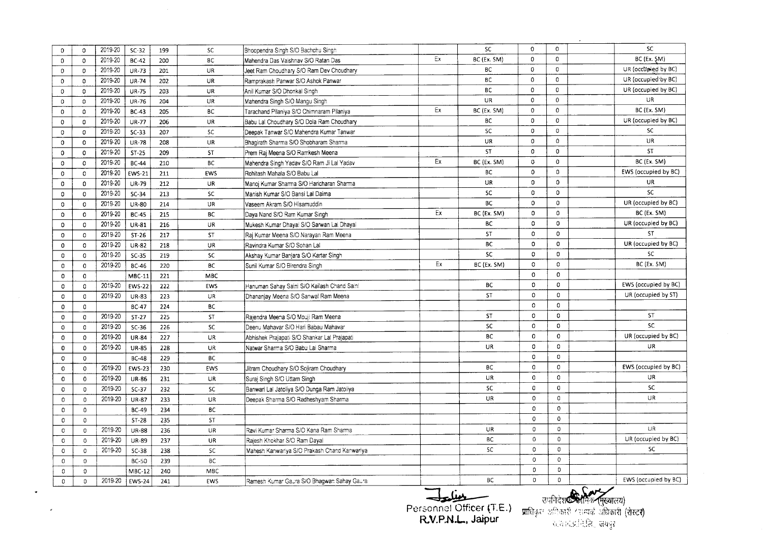| | | | | | | | | | | | | | |
|---|---|---|---|---|---|---|---|---|---|---|---|---|---|
| 0 | 0 | 2019-20 | SC-32 | 199 | SC | Bhoopendra Singh S/O Bachchu Singh | | SC | 0 | 0 | | SC |
| 0 | 0 | 2019-20 | BC-42 | 200 | BC | Mahendra Das Vaishnav S/O Ratan Das | Ex | BC (Ex. SM) | 0 | 0 | | BC (Ex. SM) |
| 0 | 0 | 2019-20 | UR-73 | 201 | UR | Jeet Ram Choudhary S/O Ram Dev Choudhary | | BC | 0 | 0 | | UR (occupied by BC) |
| 0 | 0 | 2019-20 | UR-74 | 202 | UR | Ramprakash Panwar S/O Ashok Panwar | | BC | 0 | 0 | | UR (occupied by BC) |
| 0 | 0 | 2019-20 | UR-75 | 203 | UR | Anil Kumar S/O Dhonkal Singh | | BC | 0 | 0 | | UR (occupied by BC) |
| 0 | 0 | 2019-20 | UR-76 | 204 | UR | Mahendra Singh S/O Mangu Singh | | UR | 0 | 0 | | UR |
| 0 | 0 | 2019-20 | BC-43 | 205 | BC | Tarachand Pilaniya S/O Chimnaram Pilaniya | Ex | BC (Ex. SM) | 0 | 0 | | BC (Ex. SM) |
| 0 | 0 | 2019-20 | UR-77 | 206 | UR | Babu Lal Choudhary S/O Dola Ram Choudhary | | BC | 0 | 0 | | UR (occupied by BC) |
| 0 | 0 | 2019-20 | SC-33 | 207 | SC | Deepak Tanwar S/O Mahendra Kumar Tanwar | | SC | 0 | 0 | | SC |
| 0 | 0 | 2019-20 | UR-78 | 208 | UR | Bhagirath Sharma S/O Shobharam Sharma | | UR | 0 | 0 | | UR |
| 0 | 0 | 2019-20 | ST-25 | 209 | ST | Prem Raj Meena S/O Ramkesh Meena | | ST | 0 | 0 | | ST |
| 0 | 0 | 2019-20 | BC-44 | 210 | BC | Mahendra Singh Yadav S/O Ram Ji Lal Yadav | Ex | BC (Ex. SM) | 0 | 0 | | BC (Ex. SM) |
| 0 | 0 | 2019-20 | EWS-21 | 211 | EWS | Rohitash Mahala S/O Babu Lal | | BC | 0 | 0 | | EWS (occupied by BC) |
| 0 | 0 | 2019-20 | UR-79 | 212 | UR | Manoj Kumar Sharma S/O Haricharan Sharma | | UR | 0 | 0 | | UR |
| 0 | 0 | 2019-20 | SC-34 | 213 | SC | Manish Kumar S/O Bansi Lal Daima | | SC | 0 | 0 | | SC |
| 0 | 0 | 2019-20 | UR-80 | 214 | UR | Vaseem Akram S/O Hisamuddin | | BC | 0 | 0 | | UR (occupied by BC) |
| 0 | 0 | 2019-20 | BC-45 | 215 | BC | Daya Nand S/O Ram Kumar Singh | Ex | BC (Ex. SM) | 0 | 0 | | BC (Ex. SM) |
| 0 | 0 | 2019-20 | UR-81 | 216 | UR | Mukesh Kumar Dhayal S/O Sarwan Lal Dhayal | | BC | 0 | 0 | | UR (occupied by BC) |
| 0 | 0 | 2019-20 | ST-26 | 217 | ST | Raj Kumar Meena S/O Narayan Ram Meena | | ST | 0 | 0 | | ST |
| 0 | 0 | 2019-20 | UR-82 | 218 | UR | Ravindra Kumar S/O Sohan Lal | | BC | 0 | 0 | | UR (occupied by BC) |
| 0 | 0 | 2019-20 | SC-35 | 219 | SC | Akshay Kumar Banjara S/O Kartar Singh | | SC | 0 | 0 | | SC |
| 0 | 0 | 2019-20 | BC-46 | 220 | BC | Sunil Kumar S/O Birendra Singh | Ex | BC (Ex. SM) | 0 | 0 | | BC (Ex. SM) |
| 0 | 0 | | MBC-11 | 221 | MBC | | | | 0 | 0 | | |
| 0 | 0 | 2019-20 | EWS-22 | 222 | EWS | Hanuman Sahay Saini S/O Kailash Chand Saini | | BC | 0 | 0 | | EWS (occupied by BC) |
| 0 | 0 | 2019-20 | UR-83 | 223 | UR | Dhananjay Meena S/O Sanwal Ram Meena | | ST | 0 | 0 | | UR (occupied by ST) |
| 0 | 0 | | BC-47 | 224 | BC | | | | 0 | 0 | | |
| 0 | 0 | 2019-20 | ST-27 | 225 | ST | Rajendra Meena S/O Mouji Ram Meena | | ST | 0 | 0 | | ST |
| 0 | 0 | 2019-20 | SC-36 | 226 | SC | Deenu Mahavar S/O Hari Babau Mahavar | | SC | 0 | 0 | | SC |
| 0 | 0 | 2019-20 | UR-84 | 227 | UR | Abhishek Prajapati S/O Shankar Lal Prajapati | | BC | 0 | 0 | | UR (occupied by BC) |
| 0 | 0 | 2019-20 | UR-85 | 228 | UR | Natwar Sharma S/O Babu Lal Sharma | | UR | 0 | 0 | | UR |
| 0 | 0 | | BC-48 | 229 | BC | | | | 0 | 0 | | |
| 0 | 0 | 2019-20 | EWS-23 | 230 | EWS | Jitram Choudhary S/O Sojiram Choudhary | | BC | 0 | 0 | | EWS (occupied by BC) |
| 0 | 0 | 2019-20 | UR-86 | 231 | UR | Suraj Singh S/O Uttam Singh | | UR | 0 | 0 | | UR |
| 0 | 0 | 2019-20 | SC-37 | 232 | SC | Banwari Lal Jatoliya S/O Dunga Ram Jatoliya | | SC | 0 | 0 | | SC |
| 0 | 0 | 2019-20 | UR-87 | 233 | UR | Deepak Sharma S/O Radheshyam Sharma | | UR | 0 | 0 | | UR |
| 0 | 0 | | BC-49 | 234 | BC | | | | 0 | 0 | | |
| 0 | 0 | | ST-28 | 235 | ST | | | | 0 | 0 | | |
| 0 | 0 | 2019-20 | UR-88 | 236 | UR | Ravi Kumar Sharma S/O Kana Ram Sharma | | UR | 0 | 0 | | UR |
| 0 | 0 | 2019-20 | UR-89 | 237 | UR | Rajesh Khokhar S/O Ram Dayal | | BC | 0 | 0 | | UR (occupied by BC) |
| 0 | 0 | 2019-20 | SC-38 | 238 | SC | Mahesh Kanwariya S/O Prakash Chand Kanwariya | | SC | 0 | 0 | | SC |
| 0 | 0 | | BC-50 | 239 | BC | | | | 0 | 0 | | |
| 0 | 0 | | MBC-12 | 240 | MBC | | | | 0 | 0 | | |
| 0 | 0 | 2019-20 | EWS-24 | 241 | EWS | Ramesh Kumar Gaura S/O Bhagwan Sahay Gaura | | BC | 0 | 0 | | EWS (occupied by BC) |

Personnel Officer (T.E.)
R.V.P.N.L., Jaipur

उपनिदेशक कार्मिक (मुख्यालय)
प्राधिकृत अधिकारी / सम्पर्क अधिकारी (रोस्टर)
रा.रा.वि.प्र.नि.लि., जयपुर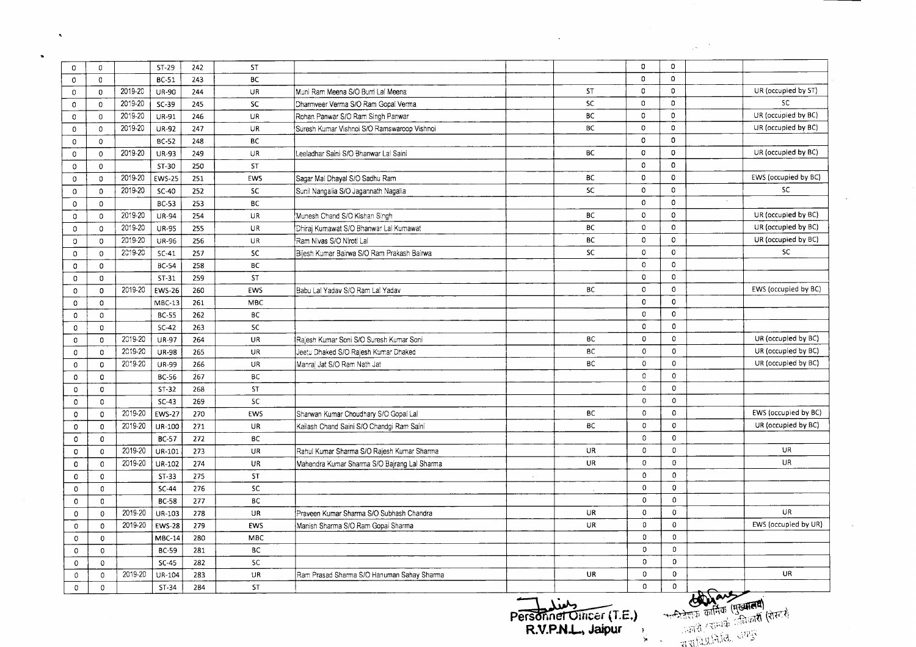| | | | | | | | | | | | | |
|---|---|---|---|---|---|---|---|---|---|---|---|---|
| 0 | 0 | | ST-29 | 242 | ST | | | | 0 | 0 | | |
| 0 | 0 | | BC-51 | 243 | BC | | | | 0 | 0 | | |
| 0 | 0 | 2019-20 | UR-90 | 244 | UR | Muni Ram Meena S/O Burri Lal Meena | | ST | 0 | 0 | | UR (occupied by ST) |
| 0 | 0 | 2019-20 | SC-39 | 245 | SC | Dharmveer Verma S/O Ram Gopal Verma | | SC | 0 | 0 | | SC |
| 0 | 0 | 2019-20 | UR-91 | 246 | UR | Rohan Panwar S/O Ram Singh Panwar | | BC | 0 | 0 | | UR (occupied by BC) |
| 0 | 0 | 2019-20 | UR-92 | 247 | UR | Suresh Kumar Vishnoi S/O Ramswaroop Vishnoi | | BC | 0 | 0 | | UR (occupied by BC) |
| 0 | 0 | | BC-52 | 248 | BC | | | | 0 | 0 | | |
| 0 | 0 | 2019-20 | UR-93 | 249 | UR | Leeladhar Saini S/O Bhanwar Lal Saini | | BC | 0 | 0 | | UR (occupied by BC) |
| 0 | 0 | | ST-30 | 250 | ST | | | | 0 | 0 | | |
| 0 | 0 | 2019-20 | EWS-25 | 251 | EWS | Sagar Mal Dhayal S/O Sadhu Ram | | BC | 0 | 0 | | EWS (occupied by BC) |
| 0 | 0 | 2019-20 | SC-40 | 252 | SC | Sunil Nangalia S/O Jagannath Nagalia | | SC | 0 | 0 | | SC |
| 0 | 0 | | BC-53 | 253 | BC | | | | 0 | 0 | | |
| 0 | 0 | 2019-20 | UR-94 | 254 | UR | Munesh Chand S/O Kishan Singh | | BC | 0 | 0 | | UR (occupied by BC) |
| 0 | 0 | 2019-20 | UR-95 | 255 | UR | Dhiraj Kumawat S/O Bhanwar Lal Kumawat | | BC | 0 | 0 | | UR (occupied by BC) |
| 0 | 0 | 2019-20 | UR-96 | 256 | UR | Ram Nivas S/O Niroti Lal | | BC | 0 | 0 | | UR (occupied by BC) |
| 0 | 0 | 2019-20 | SC-41 | 257 | SC | Bijesh Kumar Bairwa S/O Ram Prakash Bairwa | | SC | 0 | 0 | | SC |
| 0 | 0 | | BC-54 | 258 | BC | | | | 0 | 0 | | |
| 0 | 0 | | ST-31 | 259 | ST | | | | 0 | 0 | | |
| 0 | 0 | 2019-20 | EWS-26 | 260 | EWS | Babu Lal Yadav S/O Ram Lal Yadav | | BC | 0 | 0 | | EWS (occupied by BC) |
| 0 | 0 | | MBC-13 | 261 | MBC | | | | 0 | 0 | | |
| 0 | 0 | | BC-55 | 262 | BC | | | | 0 | 0 | | |
| 0 | 0 | | SC-42 | 263 | SC | | | | 0 | 0 | | |
| 0 | 0 | 2019-20 | UR-97 | 264 | UR | Rajesh Kumar Soni S/O Suresh Kumar Soni | | BC | 0 | 0 | | UR (occupied by BC) |
| 0 | 0 | 2019-20 | UR-98 | 265 | UR | Jeetu Dhaked S/O Rajesh Kumar Dhaked | | BC | 0 | 0 | | UR (occupied by BC) |
| 0 | 0 | 2019-20 | UR-99 | 266 | UR | Manraj Jat S/O Ram Nath Jat | | BC | 0 | 0 | | UR (occupied by BC) |
| 0 | 0 | | BC-56 | 267 | BC | | | | 0 | 0 | | |
| 0 | 0 | | ST-32 | 268 | ST | | | | 0 | 0 | | |
| 0 | 0 | | SC-43 | 269 | SC | | | | 0 | 0 | | |
| 0 | 0 | 2019-20 | EWS-27 | 270 | EWS | Sharwan Kumar Choudhary S/O Gopal Lal | | BC | 0 | 0 | | EWS (occupied by BC) |
| 0 | 0 | 2019-20 | UR-100 | 271 | UR | Kailash Chand Saini S/O Chandgi Ram Saini | | BC | 0 | 0 | | UR (occupied by BC) |
| 0 | 0 | | BC-57 | 272 | BC | | | | 0 | 0 | | |
| 0 | 0 | 2019-20 | UR-101 | 273 | UR | Rahul Kumar Sharma S/O Rajesh Kumar Sharma | | UR | 0 | 0 | | UR |
| 0 | 0 | 2019-20 | UR-102 | 274 | UR | Mahendra Kumar Sharma S/O Bajrang Lal Sharma | | UR | 0 | 0 | | UR |
| 0 | 0 | | ST-33 | 275 | ST | | | | 0 | 0 | | |
| 0 | 0 | | SC-44 | 276 | SC | | | | 0 | 0 | | |
| 0 | 0 | | BC-58 | 277 | BC | | | | 0 | 0 | | |
| 0 | 0 | 2019-20 | UR-103 | 278 | UR | Praveen Kumar Sharma S/O Subhash Chandra | | UR | 0 | 0 | | UR |
| 0 | 0 | 2019-20 | EWS-28 | 279 | EWS | Manish Sharma S/O Ram Gopal Sharma | | UR | 0 | 0 | | EWS (occupied by UR) |
| 0 | 0 | | MBC-14 | 280 | MBC | | | | 0 | 0 | | |
| 0 | 0 | | BC-59 | 281 | BC | | | | 0 | 0 | | |
| 0 | 0 | | SC-45 | 282 | SC | | | | 0 | 0 | | |
| 0 | 0 | 2019-20 | UR-104 | 283 | UR | Ram Prasad Sharma S/O Hanuman Sahay Sharma | | UR | 0 | 0 | | UR |
| 0 | 0 | | ST-34 | 284 | ST | | | | 0 | 0 | | |

Personnel Officer (T.E.)
R.V.P.N.L., Jaipur

अधिशासी कार्मिक (मुख्यालय)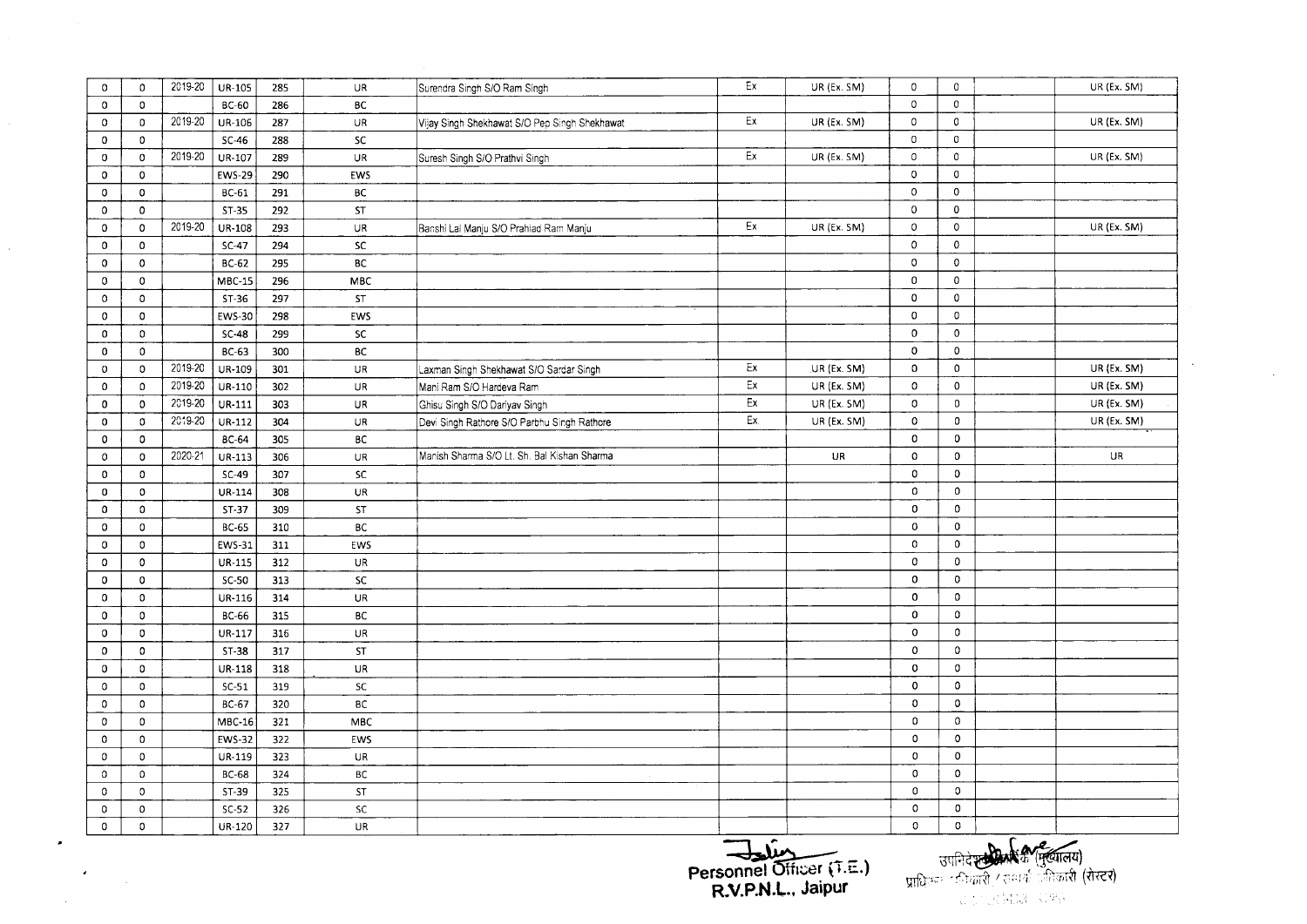| | | | | | | | | | | | | |
|---|---|---|---|---|---|---|---|---|---|---|---|---|
| 0 | 0 | 2019-20 | UR-105 | 285 | UR | Surendra Singh S/O Ram Singh | Ex | UR (Ex. SM) | 0 | 0 | | UR (Ex. SM) |
| 0 | 0 | | BC-60 | 286 | BC | | | | 0 | 0 | | |
| 0 | 0 | 2019-20 | UR-106 | 287 | UR | Vijay Singh Shekhawat S/O Pep Singh Shekhawat | Ex | UR (Ex. SM) | 0 | 0 | | UR (Ex. SM) |
| 0 | 0 | | SC-46 | 288 | SC | | | | 0 | 0 | | |
| 0 | 0 | 2019-20 | UR-107 | 289 | UR | Suresh Singh S/O Prathvi Singh | Ex | UR (Ex. SM) | 0 | 0 | | UR (Ex. SM) |
| 0 | 0 | | EWS-29 | 290 | EWS | | | | 0 | 0 | | |
| 0 | 0 | | BC-61 | 291 | BC | | | | 0 | 0 | | |
| 0 | 0 | | ST-35 | 292 | ST | | | | 0 | 0 | | |
| 0 | 0 | 2019-20 | UR-108 | 293 | UR | Banshi Lal Manju S/O Prahlad Ram Manju | Ex | UR (Ex. SM) | 0 | 0 | | UR (Ex. SM) |
| 0 | 0 | | SC-47 | 294 | SC | | | | 0 | 0 | | |
| 0 | 0 | | BC-62 | 295 | BC | | | | 0 | 0 | | |
| 0 | 0 | | MBC-15 | 296 | MBC | | | | 0 | 0 | | |
| 0 | 0 | | ST-36 | 297 | ST | | | | 0 | 0 | | |
| 0 | 0 | | EWS-30 | 298 | EWS | | | | 0 | 0 | | |
| 0 | 0 | | SC-48 | 299 | SC | | | | 0 | 0 | | |
| 0 | 0 | | BC-63 | 300 | BC | | | | 0 | 0 | | |
| 0 | 0 | 2019-20 | UR-109 | 301 | UR | Laxman Singh Shekhawat S/O Sardar Singh | Ex | UR (Ex. SM) | 0 | 0 | | UR (Ex. SM) |
| 0 | 0 | 2019-20 | UR-110 | 302 | UR | Mani Ram S/O Hardeva Ram | Ex | UR (Ex. SM) | 0 | 0 | | UR (Ex. SM) |
| 0 | 0 | 2019-20 | UR-111 | 303 | UR | Ghisu Singh S/O Dariyav Singh | Ex | UR (Ex. SM) | 0 | 0 | | UR (Ex. SM) |
| 0 | 0 | 2019-20 | UR-112 | 304 | UR | Devi Singh Rathore S/O Parbhu Singh Rathore | Ex | UR (Ex. SM) | 0 | 0 | | UR (Ex. SM) |
| 0 | 0 | | BC-64 | 305 | BC | | | | 0 | 0 | | |
| 0 | 0 | 2020-21 | UR-113 | 306 | UR | Manish Sharma S/O Lt. Sh. Bal Kishan Sharma | | UR | 0 | 0 | | UR |
| 0 | 0 | | SC-49 | 307 | SC | | | | 0 | 0 | | |
| 0 | 0 | | UR-114 | 308 | UR | | | | 0 | 0 | | |
| 0 | 0 | | ST-37 | 309 | ST | | | | 0 | 0 | | |
| 0 | 0 | | BC-65 | 310 | BC | | | | 0 | 0 | | |
| 0 | 0 | | EWS-31 | 311 | EWS | | | | 0 | 0 | | |
| 0 | 0 | | UR-115 | 312 | UR | | | | 0 | 0 | | |
| 0 | 0 | | SC-50 | 313 | SC | | | | 0 | 0 | | |
| 0 | 0 | | UR-116 | 314 | UR | | | | 0 | 0 | | |
| 0 | 0 | | BC-66 | 315 | BC | | | | 0 | 0 | | |
| 0 | 0 | | UR-117 | 316 | UR | | | | 0 | 0 | | |
| 0 | 0 | | ST-38 | 317 | ST | | | | 0 | 0 | | |
| 0 | 0 | | UR-118 | 318 | UR | | | | 0 | 0 | | |
| 0 | 0 | | SC-51 | 319 | SC | | | | 0 | 0 | | |
| 0 | 0 | | BC-67 | 320 | BC | | | | 0 | 0 | | |
| 0 | 0 | | MBC-16 | 321 | MBC | | | | 0 | 0 | | |
| 0 | 0 | | EWS-32 | 322 | EWS | | | | 0 | 0 | | |
| 0 | 0 | | UR-119 | 323 | UR | | | | 0 | 0 | | |
| 0 | 0 | | BC-68 | 324 | BC | | | | 0 | 0 | | |
| 0 | 0 | | ST-39 | 325 | ST | | | | 0 | 0 | | |
| 0 | 0 | | SC-52 | 326 | SC | | | | 0 | 0 | | |
| 0 | 0 | | UR-120 | 327 | UR | | | | 0 | 0 | | |

**Personnel Officer (T.E.)**
**R.V.P.N.L., Jaipur**

उपनिदेशक (मुख्यालय)
प्राधिकृत अधिकारी / सम्पर्क अधिकारी (रोस्टर)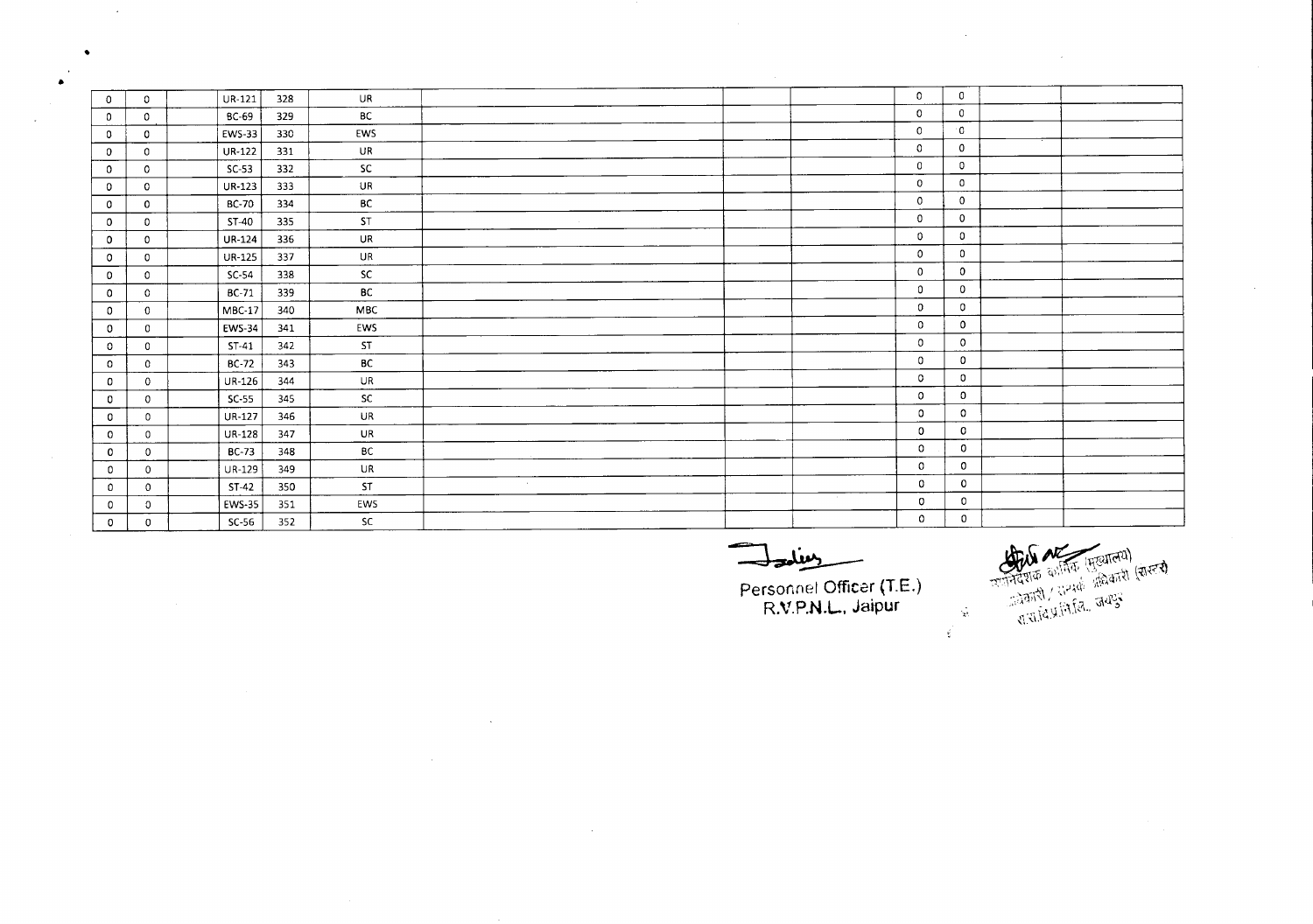| | | | | | | | | | | | | |
|---|---|---|---|---|---|---|---|---|---|---|---|---|
| 0 | 0 | | UR-121 | 328 | UR | | | | 0 | 0 | | |
| 0 | 0 | | BC-69 | 329 | BC | | | | 0 | 0 | | |
| 0 | 0 | | EWS-33 | 330 | EWS | | | | 0 | 0 | | |
| 0 | 0 | | UR-122 | 331 | UR | | | | 0 | 0 | | |
| 0 | 0 | | SC-53 | 332 | SC | | | | 0 | 0 | | |
| 0 | 0 | | UR-123 | 333 | UR | | | | 0 | 0 | | |
| 0 | 0 | | BC-70 | 334 | BC | | | | 0 | 0 | | |
| 0 | 0 | | ST-40 | 335 | ST | | | | 0 | 0 | | |
| 0 | 0 | | UR-124 | 336 | UR | | | | 0 | 0 | | |
| 0 | 0 | | UR-125 | 337 | UR | | | | 0 | 0 | | |
| 0 | 0 | | SC-54 | 338 | SC | | | | 0 | 0 | | |
| 0 | 0 | | BC-71 | 339 | BC | | | | 0 | 0 | | |
| 0 | 0 | | MBC-17 | 340 | MBC | | | | 0 | 0 | | |
| 0 | 0 | | EWS-34 | 341 | EWS | | | | 0 | 0 | | |
| 0 | 0 | | ST-41 | 342 | ST | | | | 0 | 0 | | |
| 0 | 0 | | BC-72 | 343 | BC | | | | 0 | 0 | | |
| 0 | 0 | | UR-126 | 344 | UR | | | | 0 | 0 | | |
| 0 | 0 | | SC-55 | 345 | SC | | | | 0 | 0 | | |
| 0 | 0 | | UR-127 | 346 | UR | | | | 0 | 0 | | |
| 0 | 0 | | UR-128 | 347 | UR | | | | 0 | 0 | | |
| 0 | 0 | | BC-73 | 348 | BC | | | | 0 | 0 | | |
| 0 | 0 | | UR-129 | 349 | UR | | | | 0 | 0 | | |
| 0 | 0 | | ST-42 | 350 | ST | | | | 0 | 0 | | |
| 0 | 0 | | EWS-35 | 351 | EWS | | | | 0 | 0 | | |
| 0 | 0 | | SC-56 | 352 | SC | | | | 0 | 0 | | |

Personnel Officer (T.E.)
R.V.P.N.L., Jaipur

उपनिदेशक कार्मिक (मुख्यालय)
अधिकारी / सम्पर्क अधिकारी (सास्त्र)
रा.रा.वि.प्र.नि.लि. जयपुर